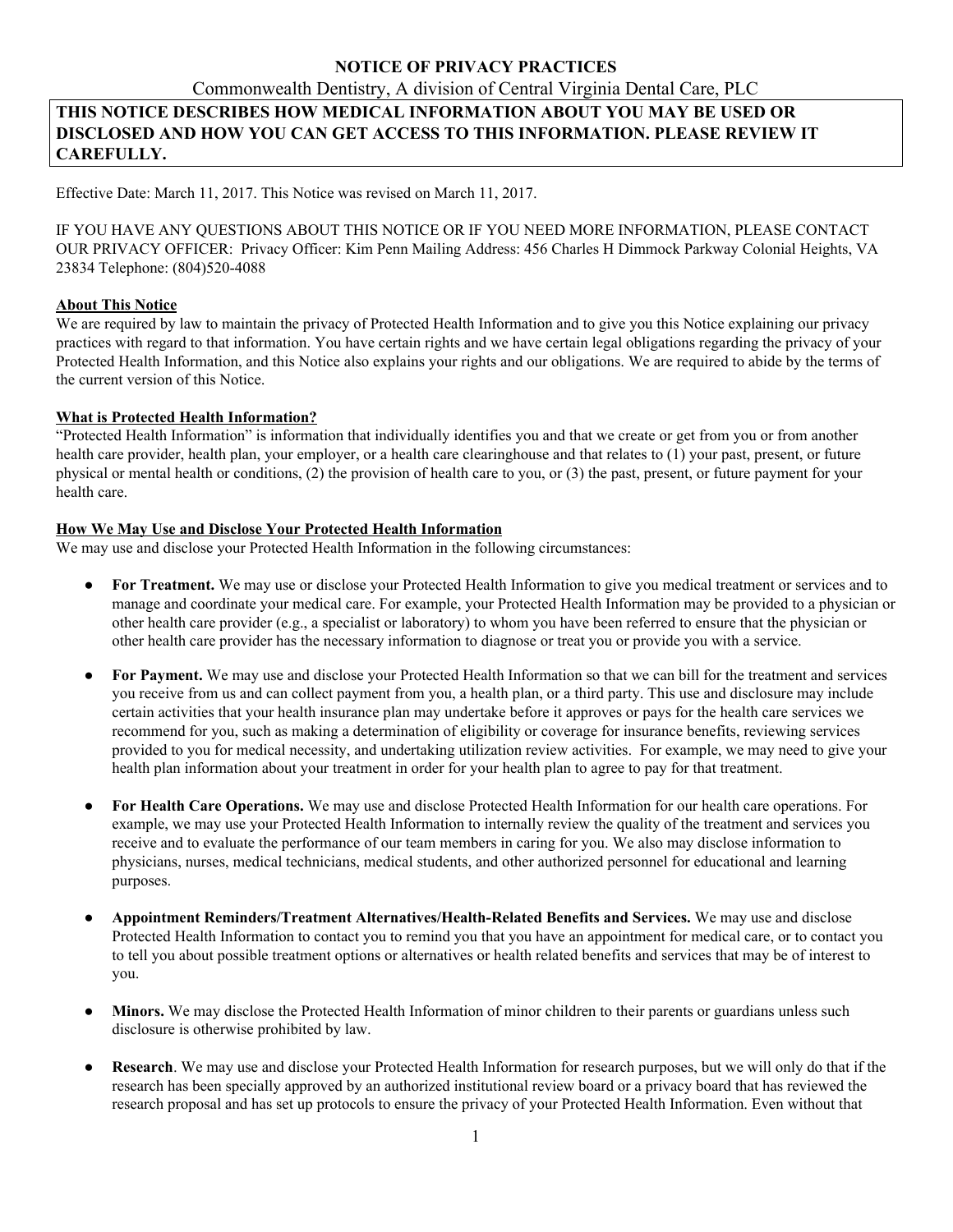# NOTICE OF PRIVACY PRACTICES

Commonwealth Dentistry, A division of Central Virginia Dental Care, PLC

**THIS NOTICE DESCRIBES HOW MEDICAL INFORMATION ABOUT YOU MAY BE USED OR DISCLOSED AND HOW YOU CAN GET ACCESS TO THIS INFORMATION. PLEASE REVIEW IT CAREFULLY.**

Effective Date: March 11, 2017. This Notice was revised on March 11, 2017.

IF YOU HAVE ANY QUESTIONS ABOUT THIS NOTICE OR IF YOU NEED MORE INFORMATION, PLEASE CONTACT OUR PRIVACY OFFICER: Privacy Officer: Kim Penn Mailing Address: 456 Charles H Dimmock Parkway Colonial Heights, VA 23834 Telephone: (804)520-4088

## About This Notice

We are required by law to maintain the privacy of Protected Health Information and to give you this Notice explaining our privacy practices with regard to that information. You have certain rights and we have certain legal obligations regarding the privacy of your Protected Health Information, and this Notice also explains your rights and our obligations. We are required to abide by the terms of the current version of this Notice.

## What is Protected Health Information?

"Protected Health Information" is information that individually identifies you and that we create or get from you or from another health care provider, health plan, your employer, or a health care clearinghouse and that relates to (1) your past, present, or future physical or mental health or conditions, (2) the provision of health care to you, or (3) the past, present, or future payment for your health care.

## How We May Use and Disclose Your Protected Health Information

We may use and disclose your Protected Health Information in the following circumstances:

- **For Treatment.** We may use or disclose your Protected Health Information to give you medical treatment or services and to manage and coordinate your medical care. For example, your Protected Health Information may be provided to a physician or other health care provider (e.g., a specialist or laboratory) to whom you have been referred to ensure that the physician or other health care provider has the necessary information to diagnose or treat you or provide you with a service.

- **For Payment.** We may use and disclose your Protected Health Information so that we can bill for the treatment and services you receive from us and can collect payment from you, a health plan, or a third party. This use and disclosure may include certain activities that your health insurance plan may undertake before it approves or pays for the health care services we recommend for you, such as making a determination of eligibility or coverage for insurance benefits, reviewing services provided to you for medical necessity, and undertaking utilization review activities. For example, we may need to give your health plan information about your treatment in order for your health plan to agree to pay for that treatment.

- **For Health Care Operations.** We may use and disclose Protected Health Information for our health care operations. For example, we may use your Protected Health Information to internally review the quality of the treatment and services you receive and to evaluate the performance of our team members in caring for you. We also may disclose information to physicians, nurses, medical technicians, medical students, and other authorized personnel for educational and learning purposes.

- **Appointment Reminders/Treatment Alternatives/Health-Related Benefits and Services.** We may use and disclose Protected Health Information to contact you to remind you that you have an appointment for medical care, or to contact you to tell you about possible treatment options or alternatives or health related benefits and services that may be of interest to you.

- **Minors.** We may disclose the Protected Health Information of minor children to their parents or guardians unless such disclosure is otherwise prohibited by law.

- **Research**. We may use and disclose your Protected Health Information for research purposes, but we will only do that if the research has been specially approved by an authorized institutional review board or a privacy board that has reviewed the research proposal and has set up protocols to ensure the privacy of your Protected Health Information. Even without that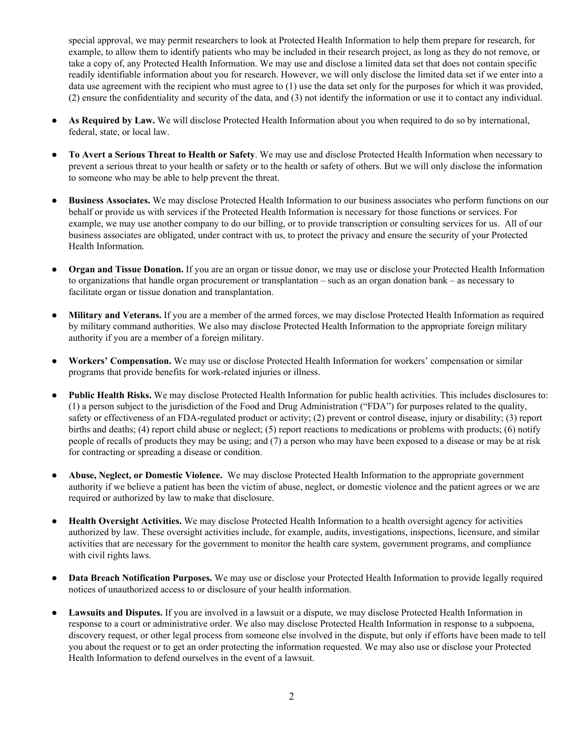special approval, we may permit researchers to look at Protected Health Information to help them prepare for research, for example, to allow them to identify patients who may be included in their research project, as long as they do not remove, or take a copy of, any Protected Health Information. We may use and disclose a limited data set that does not contain specific readily identifiable information about you for research. However, we will only disclose the limited data set if we enter into a data use agreement with the recipient who must agree to (1) use the data set only for the purposes for which it was provided, (2) ensure the confidentiality and security of the data, and (3) not identify the information or use it to contact any individual.

- **As Required by Law.** We will disclose Protected Health Information about you when required to do so by international, federal, state, or local law.

- **To Avert a Serious Threat to Health or Safety**. We may use and disclose Protected Health Information when necessary to prevent a serious threat to your health or safety or to the health or safety of others. But we will only disclose the information to someone who may be able to help prevent the threat.

- **Business Associates.** We may disclose Protected Health Information to our business associates who perform functions on our behalf or provide us with services if the Protected Health Information is necessary for those functions or services. For example, we may use another company to do our billing, or to provide transcription or consulting services for us. All of our business associates are obligated, under contract with us, to protect the privacy and ensure the security of your Protected Health Information.

- **Organ and Tissue Donation.** If you are an organ or tissue donor, we may use or disclose your Protected Health Information to organizations that handle organ procurement or transplantation – such as an organ donation bank – as necessary to facilitate organ or tissue donation and transplantation.

- **Military and Veterans.** If you are a member of the armed forces, we may disclose Protected Health Information as required by military command authorities. We also may disclose Protected Health Information to the appropriate foreign military authority if you are a member of a foreign military.

- **Workers' Compensation.** We may use or disclose Protected Health Information for workers' compensation or similar programs that provide benefits for work-related injuries or illness.

- **Public Health Risks.** We may disclose Protected Health Information for public health activities. This includes disclosures to: (1) a person subject to the jurisdiction of the Food and Drug Administration ("FDA") for purposes related to the quality, safety or effectiveness of an FDA-regulated product or activity; (2) prevent or control disease, injury or disability; (3) report births and deaths; (4) report child abuse or neglect; (5) report reactions to medications or problems with products; (6) notify people of recalls of products they may be using; and (7) a person who may have been exposed to a disease or may be at risk for contracting or spreading a disease or condition.

- **Abuse, Neglect, or Domestic Violence.** We may disclose Protected Health Information to the appropriate government authority if we believe a patient has been the victim of abuse, neglect, or domestic violence and the patient agrees or we are required or authorized by law to make that disclosure.

- **Health Oversight Activities.** We may disclose Protected Health Information to a health oversight agency for activities authorized by law. These oversight activities include, for example, audits, investigations, inspections, licensure, and similar activities that are necessary for the government to monitor the health care system, government programs, and compliance with civil rights laws.

- **Data Breach Notification Purposes.** We may use or disclose your Protected Health Information to provide legally required notices of unauthorized access to or disclosure of your health information.

- **Lawsuits and Disputes.** If you are involved in a lawsuit or a dispute, we may disclose Protected Health Information in response to a court or administrative order. We also may disclose Protected Health Information in response to a subpoena, discovery request, or other legal process from someone else involved in the dispute, but only if efforts have been made to tell you about the request or to get an order protecting the information requested. We may also use or disclose your Protected Health Information to defend ourselves in the event of a lawsuit.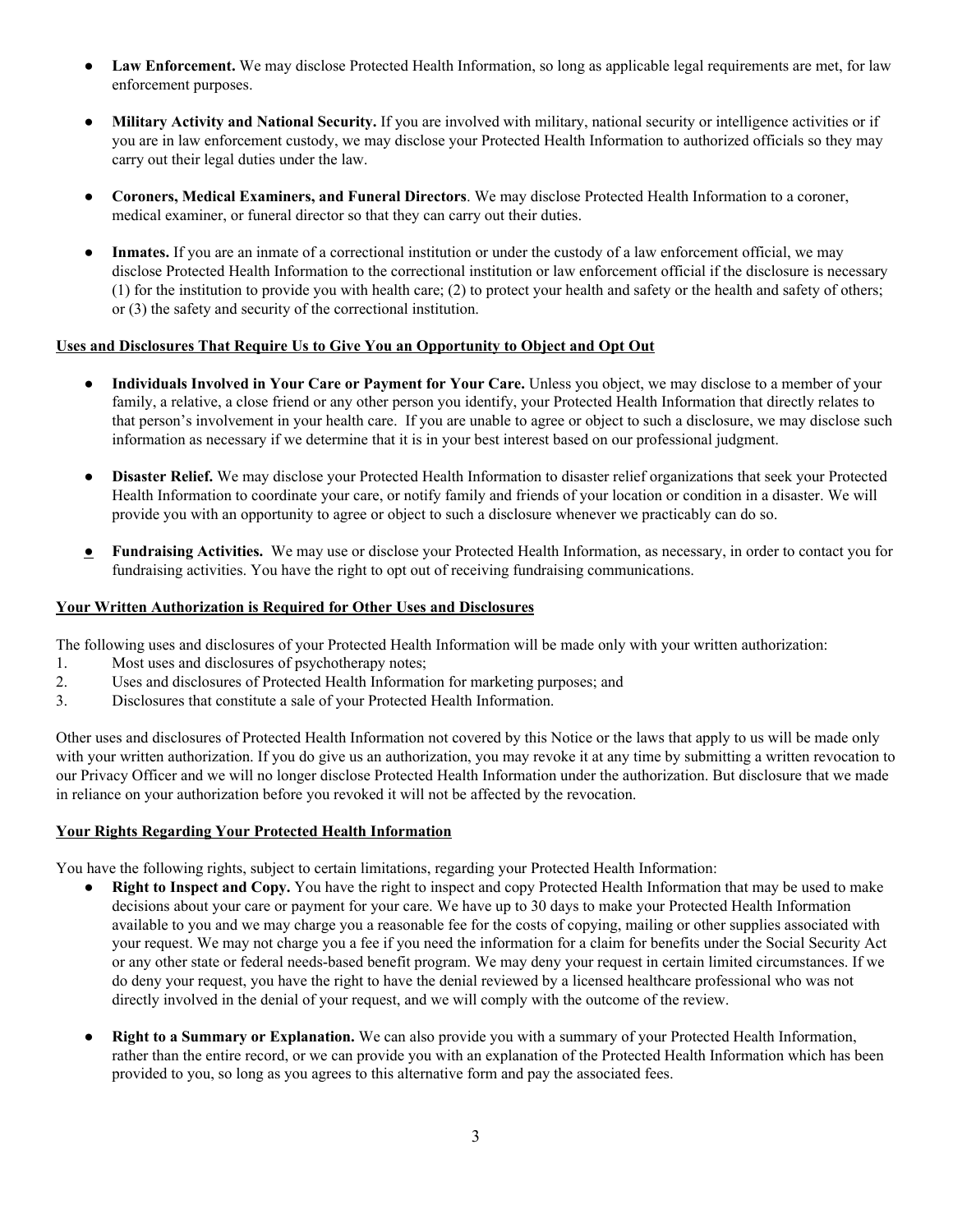- **Law Enforcement.** We may disclose Protected Health Information, so long as applicable legal requirements are met, for law enforcement purposes.

- **Military Activity and National Security.** If you are involved with military, national security or intelligence activities or if you are in law enforcement custody, we may disclose your Protected Health Information to authorized officials so they may carry out their legal duties under the law.

- **Coroners, Medical Examiners, and Funeral Directors**. We may disclose Protected Health Information to a coroner, medical examiner, or funeral director so that they can carry out their duties.

- **Inmates.** If you are an inmate of a correctional institution or under the custody of a law enforcement official, we may disclose Protected Health Information to the correctional institution or law enforcement official if the disclosure is necessary (1) for the institution to provide you with health care; (2) to protect your health and safety or the health and safety of others; or (3) the safety and security of the correctional institution.

**Uses and Disclosures That Require Us to Give You an Opportunity to Object and Opt Out**

- **Individuals Involved in Your Care or Payment for Your Care.** Unless you object, we may disclose to a member of your family, a relative, a close friend or any other person you identify, your Protected Health Information that directly relates to that person's involvement in your health care. If you are unable to agree or object to such a disclosure, we may disclose such information as necessary if we determine that it is in your best interest based on our professional judgment.

- **Disaster Relief.** We may disclose your Protected Health Information to disaster relief organizations that seek your Protected Health Information to coordinate your care, or notify family and friends of your location or condition in a disaster. We will provide you with an opportunity to agree or object to such a disclosure whenever we practicably can do so.

- **Fundraising Activities.** We may use or disclose your Protected Health Information, as necessary, in order to contact you for fundraising activities. You have the right to opt out of receiving fundraising communications.

**Your Written Authorization is Required for Other Uses and Disclosures**

The following uses and disclosures of your Protected Health Information will be made only with your written authorization:

1. Most uses and disclosures of psychotherapy notes;
2. Uses and disclosures of Protected Health Information for marketing purposes; and
3. Disclosures that constitute a sale of your Protected Health Information.

Other uses and disclosures of Protected Health Information not covered by this Notice or the laws that apply to us will be made only with your written authorization. If you do give us an authorization, you may revoke it at any time by submitting a written revocation to our Privacy Officer and we will no longer disclose Protected Health Information under the authorization. But disclosure that we made in reliance on your authorization before you revoked it will not be affected by the revocation.

**Your Rights Regarding Your Protected Health Information**

You have the following rights, subject to certain limitations, regarding your Protected Health Information:

- **Right to Inspect and Copy.** You have the right to inspect and copy Protected Health Information that may be used to make decisions about your care or payment for your care. We have up to 30 days to make your Protected Health Information available to you and we may charge you a reasonable fee for the costs of copying, mailing or other supplies associated with your request. We may not charge you a fee if you need the information for a claim for benefits under the Social Security Act or any other state or federal needs-based benefit program. We may deny your request in certain limited circumstances. If we do deny your request, you have the right to have the denial reviewed by a licensed healthcare professional who was not directly involved in the denial of your request, and we will comply with the outcome of the review.

- **Right to a Summary or Explanation.** We can also provide you with a summary of your Protected Health Information, rather than the entire record, or we can provide you with an explanation of the Protected Health Information which has been provided to you, so long as you agrees to this alternative form and pay the associated fees.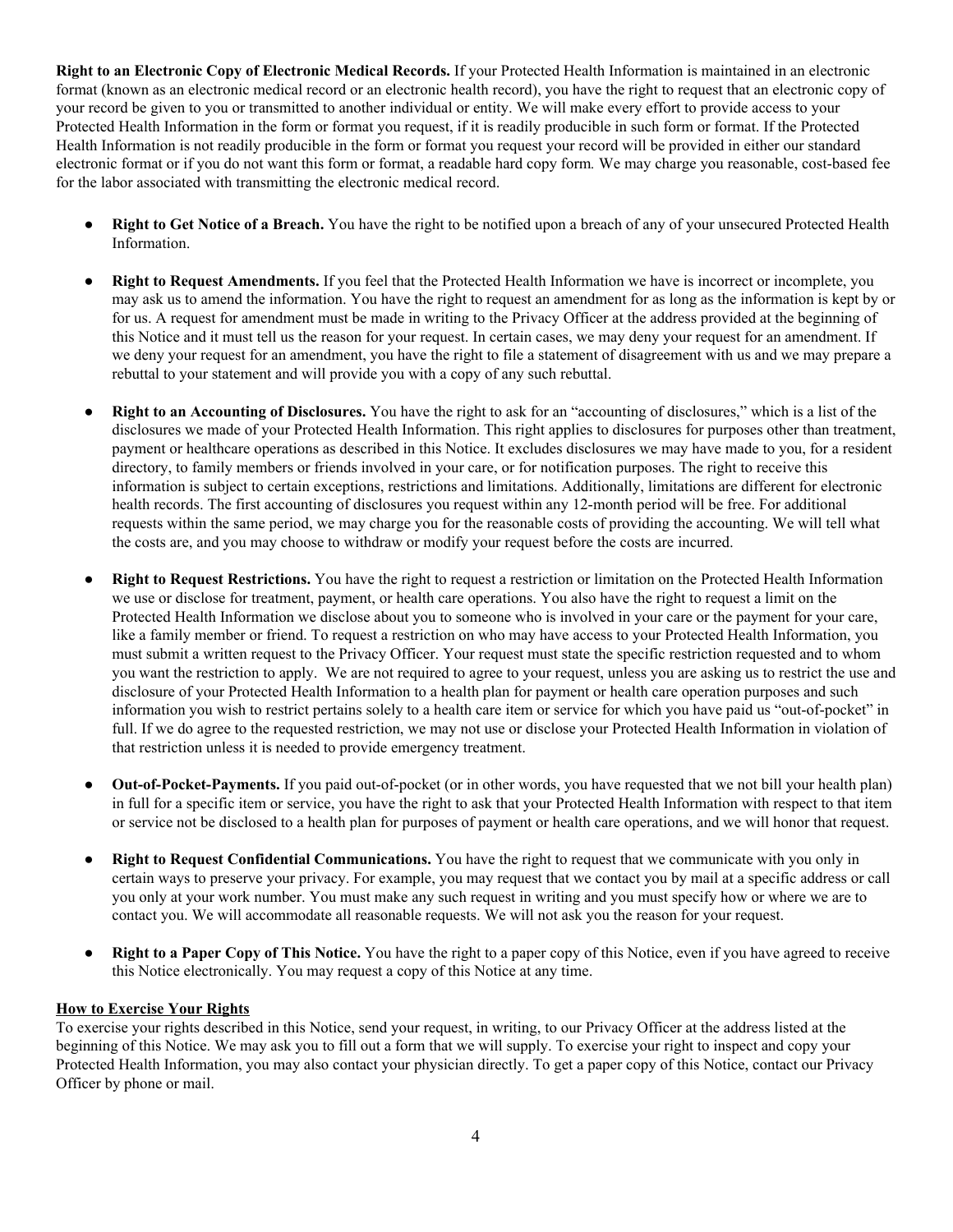**Right to an Electronic Copy of Electronic Medical Records.** If your Protected Health Information is maintained in an electronic format (known as an electronic medical record or an electronic health record), you have the right to request that an electronic copy of your record be given to you or transmitted to another individual or entity. We will make every effort to provide access to your Protected Health Information in the form or format you request, if it is readily producible in such form or format. If the Protected Health Information is not readily producible in the form or format you request your record will be provided in either our standard electronic format or if you do not want this form or format, a readable hard copy form. We may charge you reasonable, cost-based fee for the labor associated with transmitting the electronic medical record.

- **Right to Get Notice of a Breach.** You have the right to be notified upon a breach of any of your unsecured Protected Health Information.
- **Right to Request Amendments.** If you feel that the Protected Health Information we have is incorrect or incomplete, you may ask us to amend the information. You have the right to request an amendment for as long as the information is kept by or for us. A request for amendment must be made in writing to the Privacy Officer at the address provided at the beginning of this Notice and it must tell us the reason for your request. In certain cases, we may deny your request for an amendment. If we deny your request for an amendment, you have the right to file a statement of disagreement with us and we may prepare a rebuttal to your statement and will provide you with a copy of any such rebuttal.
- **Right to an Accounting of Disclosures.** You have the right to ask for an "accounting of disclosures," which is a list of the disclosures we made of your Protected Health Information. This right applies to disclosures for purposes other than treatment, payment or healthcare operations as described in this Notice. It excludes disclosures we may have made to you, for a resident directory, to family members or friends involved in your care, or for notification purposes. The right to receive this information is subject to certain exceptions, restrictions and limitations. Additionally, limitations are different for electronic health records. The first accounting of disclosures you request within any 12-month period will be free. For additional requests within the same period, we may charge you for the reasonable costs of providing the accounting. We will tell what the costs are, and you may choose to withdraw or modify your request before the costs are incurred.
- **Right to Request Restrictions.** You have the right to request a restriction or limitation on the Protected Health Information we use or disclose for treatment, payment, or health care operations. You also have the right to request a limit on the Protected Health Information we disclose about you to someone who is involved in your care or the payment for your care, like a family member or friend. To request a restriction on who may have access to your Protected Health Information, you must submit a written request to the Privacy Officer. Your request must state the specific restriction requested and to whom you want the restriction to apply. We are not required to agree to your request, unless you are asking us to restrict the use and disclosure of your Protected Health Information to a health plan for payment or health care operation purposes and such information you wish to restrict pertains solely to a health care item or service for which you have paid us "out-of-pocket" in full. If we do agree to the requested restriction, we may not use or disclose your Protected Health Information in violation of that restriction unless it is needed to provide emergency treatment.
- **Out-of-Pocket-Payments.** If you paid out-of-pocket (or in other words, you have requested that we not bill your health plan) in full for a specific item or service, you have the right to ask that your Protected Health Information with respect to that item or service not be disclosed to a health plan for purposes of payment or health care operations, and we will honor that request.
- **Right to Request Confidential Communications.** You have the right to request that we communicate with you only in certain ways to preserve your privacy. For example, you may request that we contact you by mail at a specific address or call you only at your work number. You must make any such request in writing and you must specify how or where we are to contact you. We will accommodate all reasonable requests. We will not ask you the reason for your request.
- **Right to a Paper Copy of This Notice.** You have the right to a paper copy of this Notice, even if you have agreed to receive this Notice electronically. You may request a copy of this Notice at any time.

**How to Exercise Your Rights**

To exercise your rights described in this Notice, send your request, in writing, to our Privacy Officer at the address listed at the beginning of this Notice. We may ask you to fill out a form that we will supply. To exercise your right to inspect and copy your Protected Health Information, you may also contact your physician directly. To get a paper copy of this Notice, contact our Privacy Officer by phone or mail.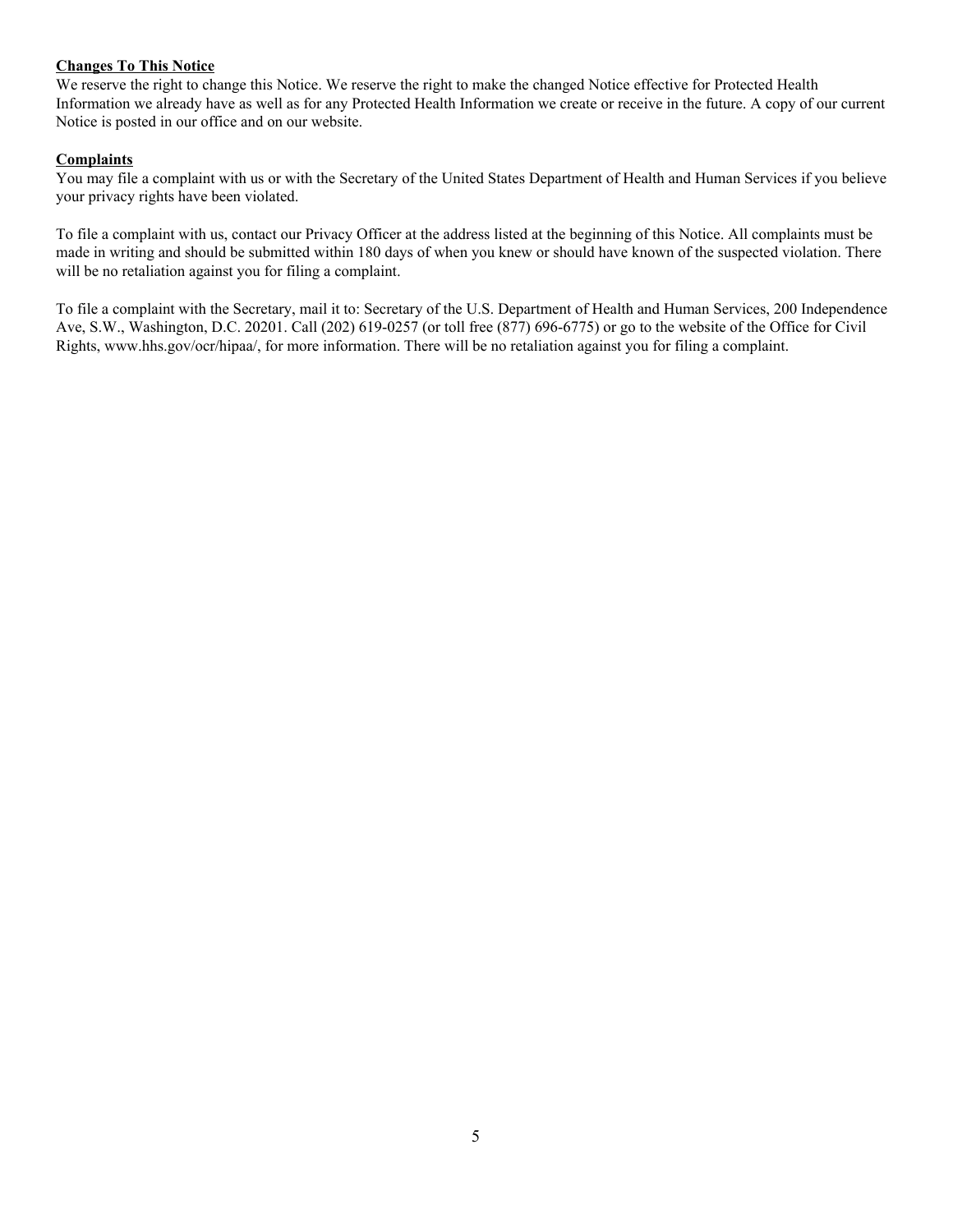**Changes To This Notice**

We reserve the right to change this Notice. We reserve the right to make the changed Notice effective for Protected Health Information we already have as well as for any Protected Health Information we create or receive in the future. A copy of our current Notice is posted in our office and on our website.

**Complaints**

You may file a complaint with us or with the Secretary of the United States Department of Health and Human Services if you believe your privacy rights have been violated.

To file a complaint with us, contact our Privacy Officer at the address listed at the beginning of this Notice. All complaints must be made in writing and should be submitted within 180 days of when you knew or should have known of the suspected violation. There will be no retaliation against you for filing a complaint.

To file a complaint with the Secretary, mail it to: Secretary of the U.S. Department of Health and Human Services, 200 Independence Ave, S.W., Washington, D.C. 20201. Call (202) 619-0257 (or toll free (877) 696-6775) or go to the website of the Office for Civil Rights, www.hhs.gov/ocr/hipaa/, for more information. There will be no retaliation against you for filing a complaint.